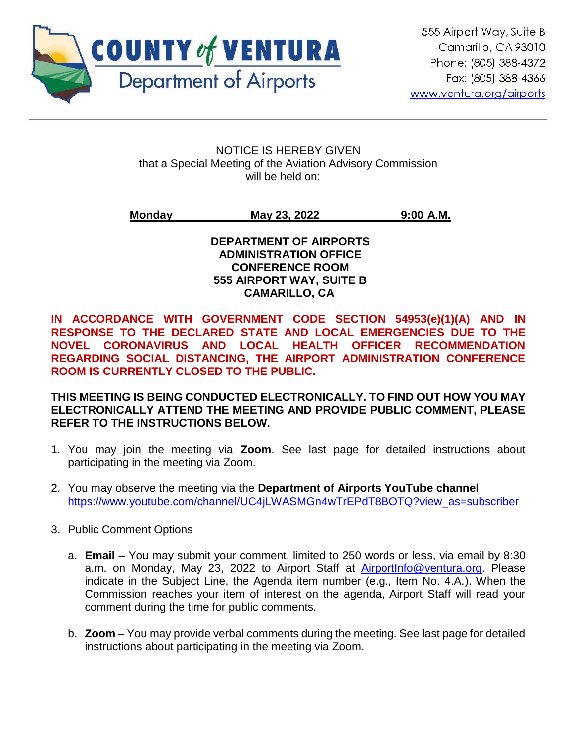**COUNTY of VENTURA**
Department of Airports

555 Airport Way, Suite B
Camarillo, CA 93010
Phone: (805) 388-4372
Fax: (805) 388-4366
www.ventura.org/airports

---

NOTICE IS HEREBY GIVEN
that a Special Meeting of the Aviation Advisory Commission
will be held on:

**Monday May 23, 2022 9:00 A.M.**

**DEPARTMENT OF AIRPORTS**
**ADMINISTRATION OFFICE**
**CONFERENCE ROOM**
**555 AIRPORT WAY, SUITE B**
**CAMARILLO, CA**

**IN ACCORDANCE WITH GOVERNMENT CODE SECTION 54953(e)(1)(A) AND IN RESPONSE TO THE DECLARED STATE AND LOCAL EMERGENCIES DUE TO THE NOVEL CORONAVIRUS AND LOCAL HEALTH OFFICER RECOMMENDATION REGARDING SOCIAL DISTANCING, THE AIRPORT ADMINISTRATION CONFERENCE ROOM IS CURRENTLY CLOSED TO THE PUBLIC.**

**THIS MEETING IS BEING CONDUCTED ELECTRONICALLY. TO FIND OUT HOW YOU MAY ELECTRONICALLY ATTEND THE MEETING AND PROVIDE PUBLIC COMMENT, PLEASE REFER TO THE INSTRUCTIONS BELOW.**

1. You may join the meeting via **Zoom**. See last page for detailed instructions about participating in the meeting via Zoom.

2. You may observe the meeting via the **Department of Airports YouTube channel** https://www.youtube.com/channel/UC4jLWASMGn4wTrEPdT8BOTQ?view_as=subscriber

3. Public Comment Options

   a. **Email** – You may submit your comment, limited to 250 words or less, via email by 8:30 a.m. on Monday, May 23, 2022 to Airport Staff at AirportInfo@ventura.org. Please indicate in the Subject Line, the Agenda item number (e.g., Item No. 4.A.). When the Commission reaches your item of interest on the agenda, Airport Staff will read your comment during the time for public comments.

   b. **Zoom** – You may provide verbal comments during the meeting. See last page for detailed instructions about participating in the meeting via Zoom.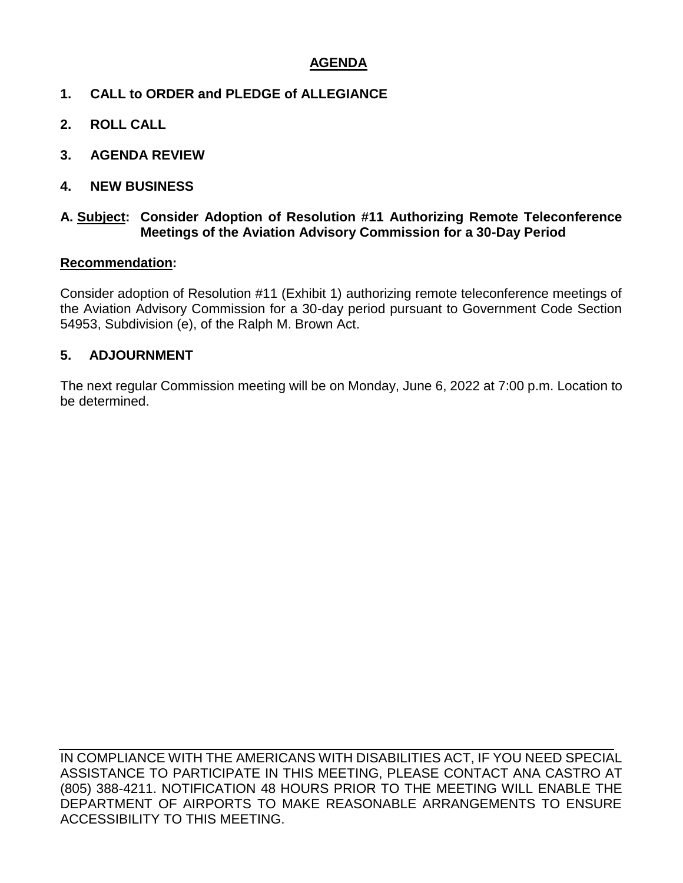## AGENDA

**1. CALL to ORDER and PLEDGE of ALLEGIANCE**

**2. ROLL CALL**

**3. AGENDA REVIEW**

**4. NEW BUSINESS**

**A. Subject: Consider Adoption of Resolution #11 Authorizing Remote Teleconference Meetings of the Aviation Advisory Commission for a 30-Day Period**

**Recommendation:**

Consider adoption of Resolution #11 (Exhibit 1) authorizing remote teleconference meetings of the Aviation Advisory Commission for a 30-day period pursuant to Government Code Section 54953, Subdivision (e), of the Ralph M. Brown Act.

**5. ADJOURNMENT**

The next regular Commission meeting will be on Monday, June 6, 2022 at 7:00 p.m. Location to be determined.

---

IN COMPLIANCE WITH THE AMERICANS WITH DISABILITIES ACT, IF YOU NEED SPECIAL ASSISTANCE TO PARTICIPATE IN THIS MEETING, PLEASE CONTACT ANA CASTRO AT (805) 388-4211. NOTIFICATION 48 HOURS PRIOR TO THE MEETING WILL ENABLE THE DEPARTMENT OF AIRPORTS TO MAKE REASONABLE ARRANGEMENTS TO ENSURE ACCESSIBILITY TO THIS MEETING.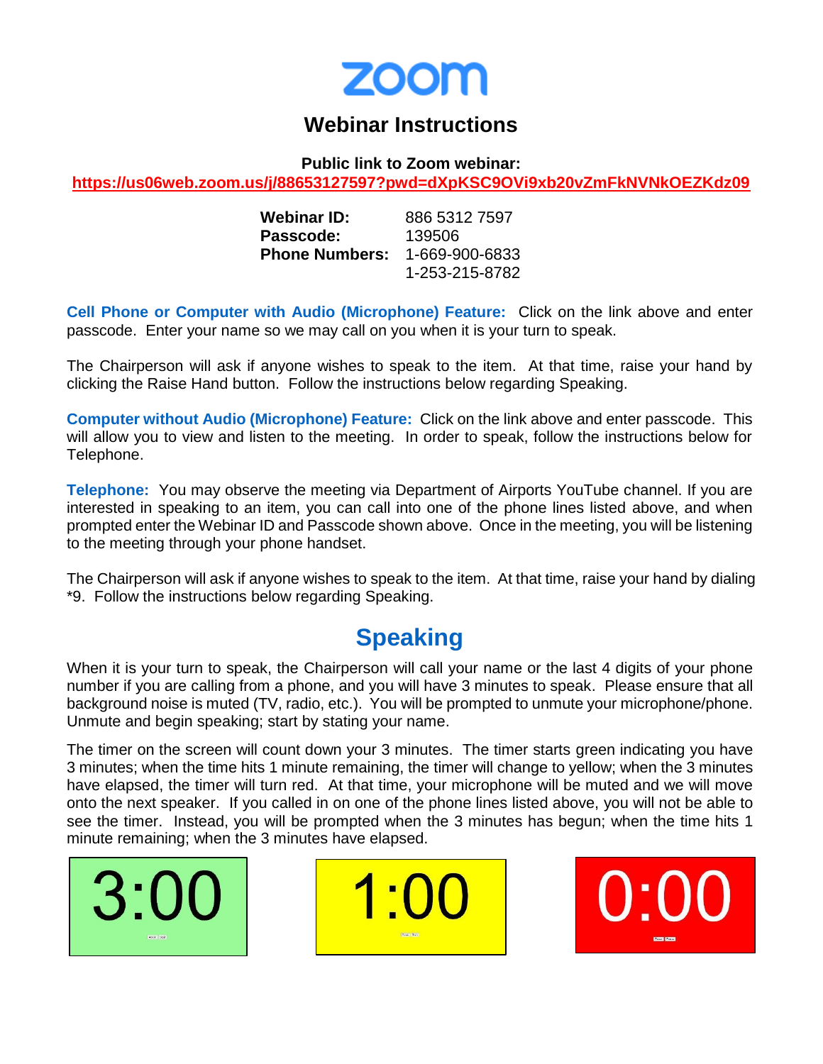zoom

# Webinar Instructions

**Public link to Zoom webinar:**
**https://us06web.zoom.us/j/88653127597?pwd=dXpKSC9OVi9xb20vZmFkNVNkOEZKdz09**

| | |
|---|---|
| **Webinar ID:** | 886 5312 7597 |
| **Passcode:** | 139506 |
| **Phone Numbers:** | 1-669-900-6833 |
| | 1-253-215-8782 |

**Cell Phone or Computer with Audio (Microphone) Feature:** Click on the link above and enter passcode. Enter your name so we may call on you when it is your turn to speak.

The Chairperson will ask if anyone wishes to speak to the item. At that time, raise your hand by clicking the Raise Hand button. Follow the instructions below regarding Speaking.

**Computer without Audio (Microphone) Feature:** Click on the link above and enter passcode. This will allow you to view and listen to the meeting. In order to speak, follow the instructions below for Telephone.

**Telephone:** You may observe the meeting via Department of Airports YouTube channel. If you are interested in speaking to an item, you can call into one of the phone lines listed above, and when prompted enter the Webinar ID and Passcode shown above. Once in the meeting, you will be listening to the meeting through your phone handset.

The Chairperson will ask if anyone wishes to speak to the item. At that time, raise your hand by dialing *9. Follow the instructions below regarding Speaking.

## Speaking

When it is your turn to speak, the Chairperson will call your name or the last 4 digits of your phone number if you are calling from a phone, and you will have 3 minutes to speak. Please ensure that all background noise is muted (TV, radio, etc.). You will be prompted to unmute your microphone/phone. Unmute and begin speaking; start by stating your name.

The timer on the screen will count down your 3 minutes. The timer starts green indicating you have 3 minutes; when the time hits 1 minute remaining, the timer will change to yellow; when the 3 minutes have elapsed, the timer will turn red. At that time, your microphone will be muted and we will move onto the next speaker. If you called in on one of the phone lines listed above, you will not be able to see the timer. Instead, you will be prompted when the 3 minutes has begun; when the time hits 1 minute remaining; when the 3 minutes have elapsed.

3:00

1:00

0:00